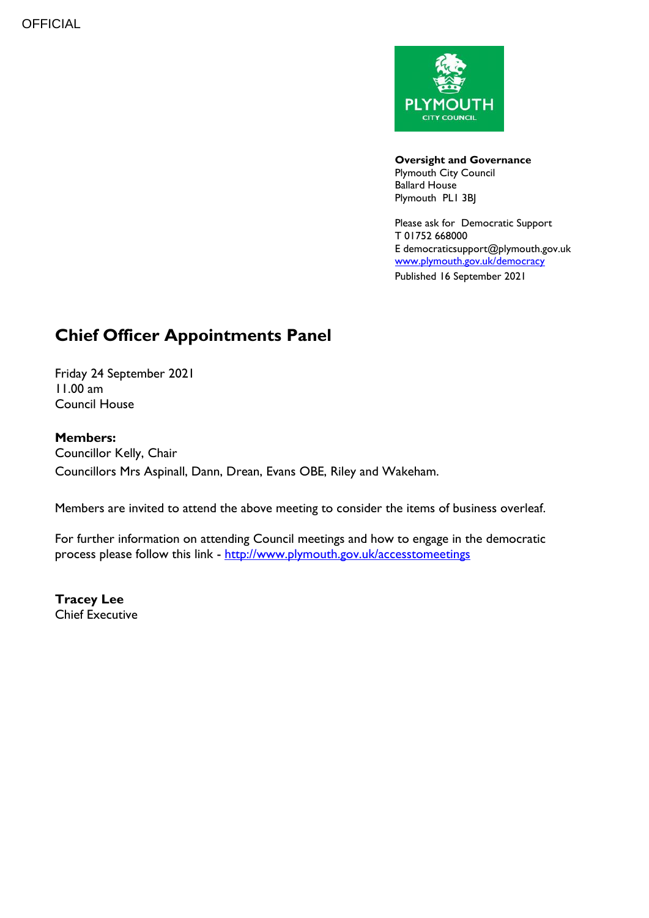OFFICIAL

**Oversight and Governance**
Plymouth City Council
Ballard House
Plymouth PL1 3BJ

Please ask for Democratic Support
T 01752 668000
E democraticsupport@plymouth.gov.uk
[www.plymouth.gov.uk/democracy](www.plymouth.gov.uk/democracy)
Published 16 September 2021

# Chief Officer Appointments Panel

Friday 24 September 2021
11.00 am
Council House

**Members:**
Councillor Kelly, Chair
Councillors Mrs Aspinall, Dann, Drean, Evans OBE, Riley and Wakeham.

Members are invited to attend the above meeting to consider the items of business overleaf.

For further information on attending Council meetings and how to engage in the democratic process please follow this link - [http://www.plymouth.gov.uk/accesstomeetings](http://www.plymouth.gov.uk/accesstomeetings)

**Tracey Lee**
Chief Executive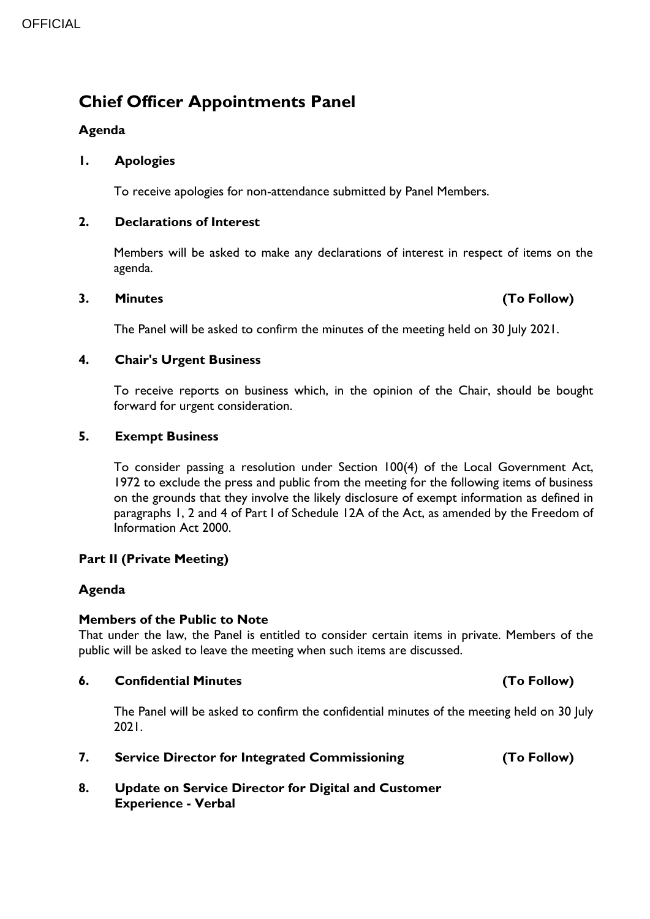# Chief Officer Appointments Panel

## Agenda

### 1. Apologies

To receive apologies for non-attendance submitted by Panel Members.

### 2. Declarations of Interest

Members will be asked to make any declarations of interest in respect of items on the agenda.

### 3. Minutes (To Follow)

The Panel will be asked to confirm the minutes of the meeting held on 30 July 2021.

### 4. Chair's Urgent Business

To receive reports on business which, in the opinion of the Chair, should be bought forward for urgent consideration.

### 5. Exempt Business

To consider passing a resolution under Section 100(4) of the Local Government Act, 1972 to exclude the press and public from the meeting for the following items of business on the grounds that they involve the likely disclosure of exempt information as defined in paragraphs 1, 2 and 4 of Part I of Schedule 12A of the Act, as amended by the Freedom of Information Act 2000.

## Part II (Private Meeting)

## Agenda

**Members of the Public to Note**

That under the law, the Panel is entitled to consider certain items in private. Members of the public will be asked to leave the meeting when such items are discussed.

### 6. Confidential Minutes (To Follow)

The Panel will be asked to confirm the confidential minutes of the meeting held on 30 July 2021.

### 7. Service Director for Integrated Commissioning (To Follow)

### 8. Update on Service Director for Digital and Customer Experience - Verbal